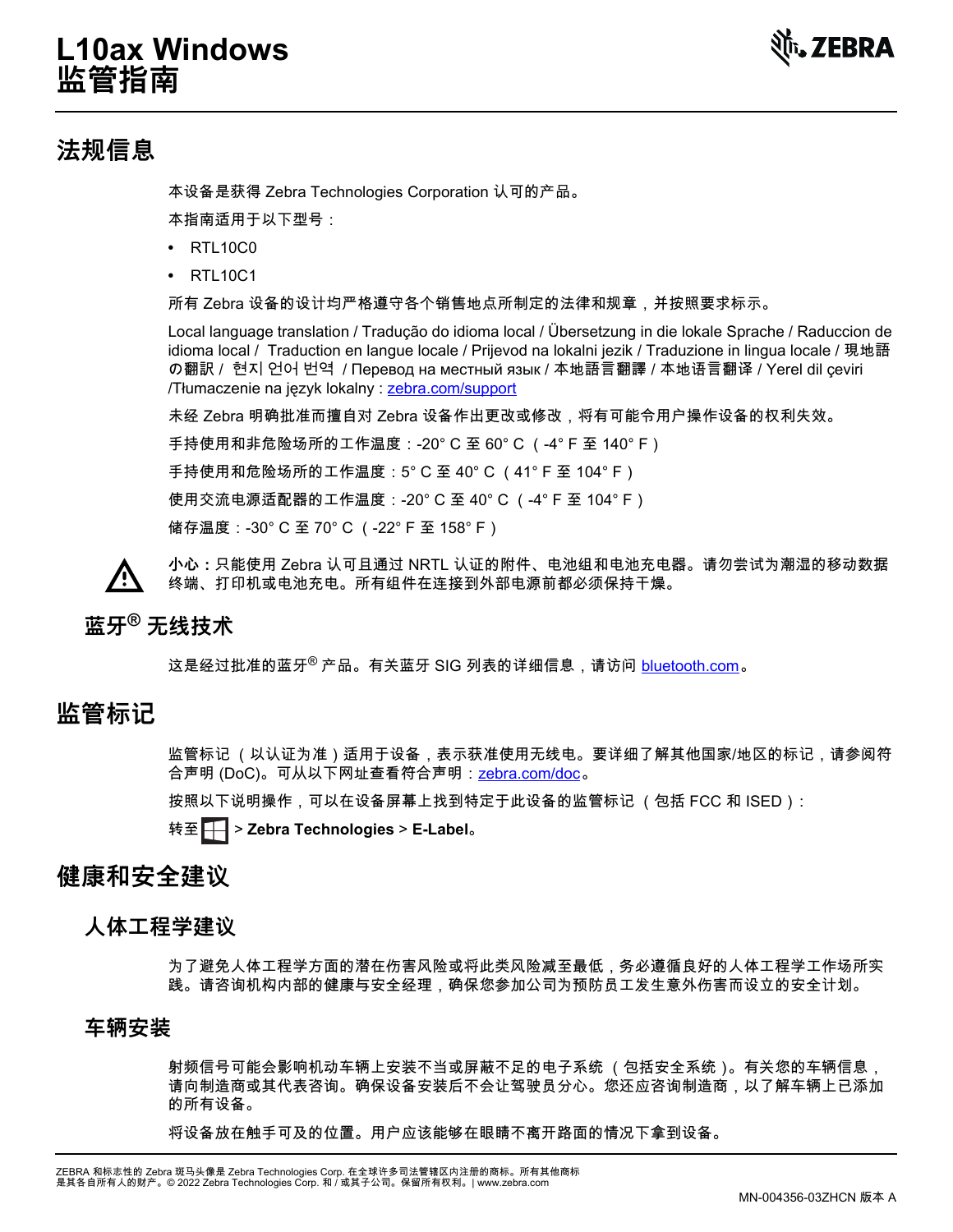# L10ax Windows 监管指南

## 法规信息

本设备是获得 Zebra Technologies Corporation 认可的产品。

本指南适用于以下型号：

- RTL10C0
- RTL10C1

所有 Zebra 设备的设计均严格遵守各个销售地点所制定的法律和规章，并按照要求标示。

Local language translation / Tradução do idioma local / Übersetzung in die lokale Sprache / Raduccion de idioma local / Traduction en langue locale / Prijevod na lokalni jezik / Traduzione in lingua locale / 現地語の翻訳 / 현지 언어 번역 / Перевод на местный язык / 本地語言翻譯 / 本地语言翻译 / Yerel dil çeviri /Tłumaczenie na język lokalny : zebra.com/support

未经 Zebra 明确批准而擅自对 Zebra 设备作出更改或修改，将有可能令用户操作设备的权利失效。

手持使用和非危险场所的工作温度：-20° C 至 60° C （-4° F 至 140° F）

手持使用和危险场所的工作温度：5° C 至 40° C （41° F 至 104° F）

使用交流电源适配器的工作温度：-20° C 至 40° C （-4° F 至 104° F）

储存温度：-30° C 至 70° C （-22° F 至 158° F）

**小心：**只能使用 Zebra 认可且通过 NRTL 认证的附件、电池组和电池充电器。请勿尝试为潮湿的移动数据终端、打印机或电池充电。所有组件在连接到外部电源前都必须保持干燥。

### 蓝牙® 无线技术

这是经过批准的蓝牙® 产品。有关蓝牙 SIG 列表的详细信息，请访问 bluetooth.com。

## 监管标记

监管标记（以认证为准）适用于设备，表示获准使用无线电。要详细了解其他国家/地区的标记，请参阅符合声明 (DoC)。可从以下网址查看符合声明：zebra.com/doc。

按照以下说明操作，可以在设备屏幕上找到特定于此设备的监管标记（包括 FCC 和 ISED）：

转至 [Windows 图标] > **Zebra Technologies** > **E-Label**。

## 健康和安全建议

### 人体工程学建议

为了避免人体工程学方面的潜在伤害风险或将此类风险减至最低，务必遵循良好的人体工程学工作场所实践。请咨询机构内部的健康与安全经理，确保您参加公司为预防员工发生意外伤害而设立的安全计划。

### 车辆安装

射频信号可能会影响机动车辆上安装不当或屏蔽不足的电子系统（包括安全系统）。有关您的车辆信息，请向制造商或其代表咨询。确保设备安装后不会让驾驶员分心。您还应咨询制造商，以了解车辆上已添加的所有设备。

将设备放在触手可及的位置。用户应该能够在眼睛不离开路面的情况下拿到设备。

ZEBRA 和标志性的 Zebra 斑马头像是 Zebra Technologies Corp. 在全球许多司法管辖区内注册的商标。所有其他商标是其各自所有人的财产。© 2022 Zebra Technologies Corp. 和 / 或其子公司。保留所有权利。| www.zebra.com

MN-004356-03ZHCN 版本 A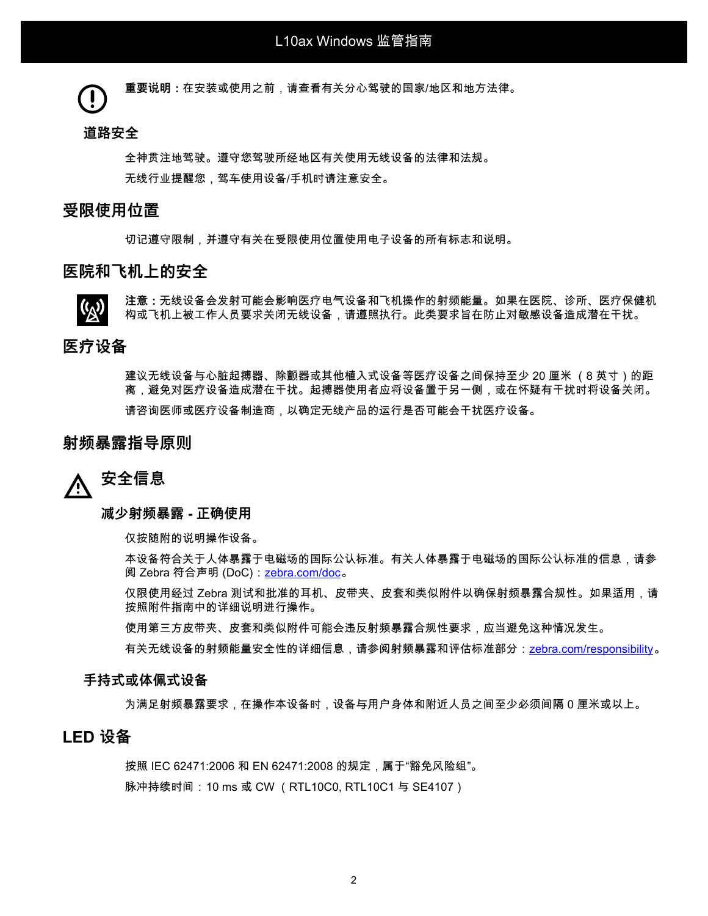**重要说明：**在安装或使用之前，请查看有关分心驾驶的国家/地区和地方法律。

### 道路安全

全神贯注地驾驶。遵守您驾驶所经地区有关使用无线设备的法律和法规。

无线行业提醒您，驾车使用设备/手机时请注意安全。

## 受限使用位置

切记遵守限制，并遵守有关在受限使用位置使用电子设备的所有标志和说明。

## 医院和飞机上的安全

**注意：**无线设备会发射可能会影响医疗电气设备和飞机操作的射频能量。如果在医院、诊所、医疗保健机构或飞机上被工作人员要求关闭无线设备，请遵照执行。此类要求旨在防止对敏感设备造成潜在干扰。

## 医疗设备

建议无线设备与心脏起搏器、除颤器或其他植入式设备等医疗设备之间保持至少 20 厘米 （8 英寸）的距离，避免对医疗设备造成潜在干扰。起搏器使用者应将设备置于另一侧，或在怀疑有干扰时将设备关闭。

请咨询医师或医疗设备制造商，以确定无线产品的运行是否可能会干扰医疗设备。

## 射频暴露指导原则

### 安全信息

#### 减少射频暴露 - 正确使用

仅按随附的说明操作设备。

本设备符合关于人体暴露于电磁场的国际公认标准。有关人体暴露于电磁场的国际公认标准的信息，请参阅 Zebra 符合声明 (DoC)：zebra.com/doc。

仅限使用经过 Zebra 测试和批准的耳机、皮带夹、皮套和类似附件以确保射频暴露合规性。如果适用，请按照附件指南中的详细说明进行操作。

使用第三方皮带夹、皮套和类似附件可能会违反射频暴露合规性要求，应当避免这种情况发生。

有关无线设备的射频能量安全性的详细信息，请参阅射频暴露和评估标准部分：zebra.com/responsibility。

### 手持式或体佩式设备

为满足射频暴露要求，在操作本设备时，设备与用户身体和附近人员之间至少必须间隔 0 厘米或以上。

## LED 设备

按照 IEC 62471:2006 和 EN 62471:2008 的规定，属于“豁免风险组”。

脉冲持续时间：10 ms 或 CW （RTL10C0, RTL10C1 与 SE4107）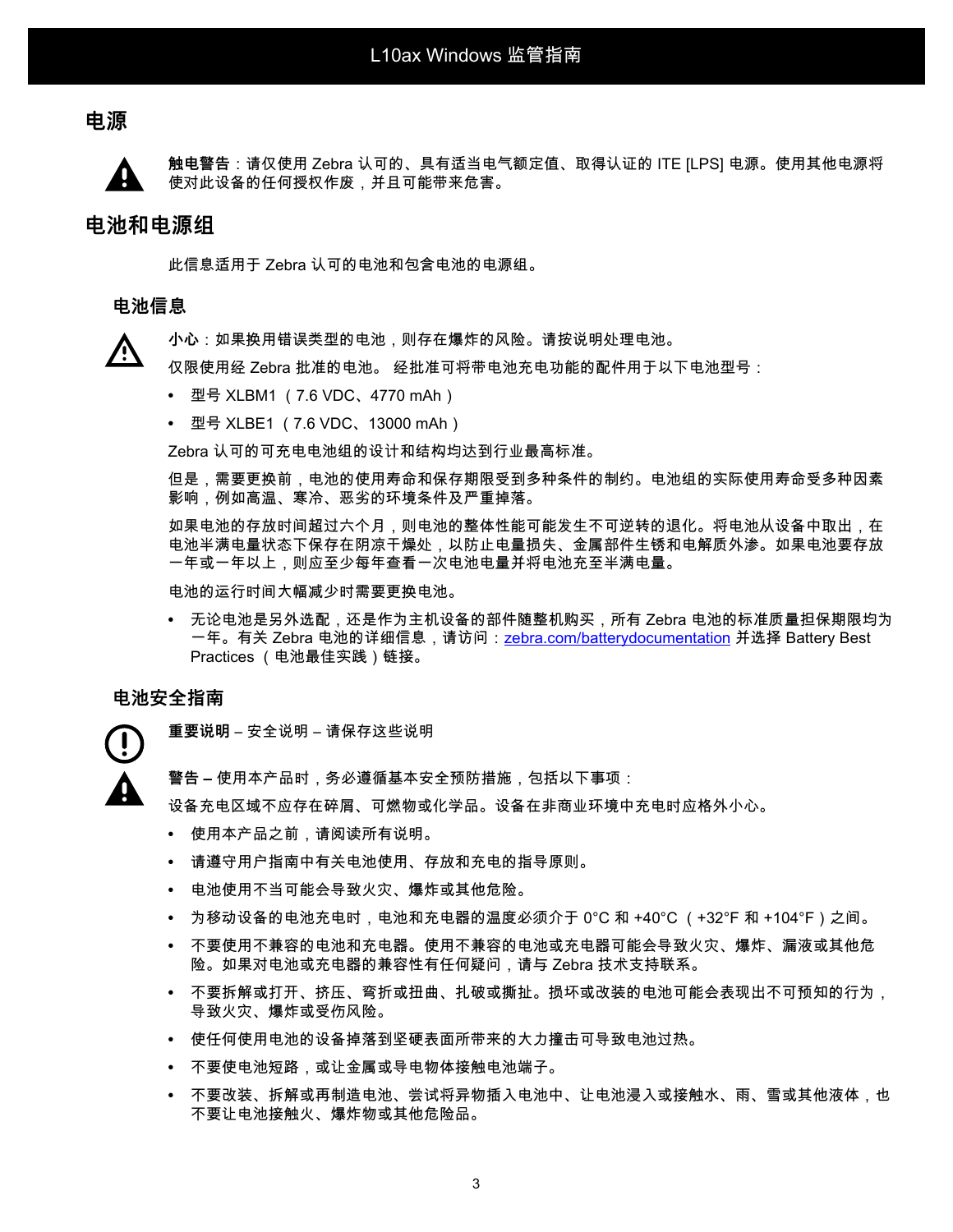## 电源

**触电警告**：请仅使用 Zebra 认可的、具有适当电气额定值、取得认证的 ITE [LPS] 电源。使用其他电源将使对此设备的任何授权作废，并且可能带来危害。

## 电池和电源组

此信息适用于 Zebra 认可的电池和包含电池的电源组。

### 电池信息

**小心**：如果换用错误类型的电池，则存在爆炸的风险。请按说明处理电池。

仅限使用经 Zebra 批准的电池。 经批准可将带电池充电功能的配件用于以下电池型号：

- 型号 XLBM1 （7.6 VDC、4770 mAh）
- 型号 XLBE1 （7.6 VDC、13000 mAh）

Zebra 认可的可充电电池组的设计和结构均达到行业最高标准。

但是，需要更换前，电池的使用寿命和保存期限受到多种条件的制约。电池组的实际使用寿命受多种因素影响，例如高温、寒冷、恶劣的环境条件及严重掉落。

如果电池的存放时间超过六个月，则电池的整体性能可能发生不可逆转的退化。将电池从设备中取出，在电池半满电量状态下保存在阴凉干燥处，以防止电量损失、金属部件生锈和电解质外渗。如果电池要存放一年或一年以上，则应至少每年查看一次电池电量并将电池充至半满电量。

电池的运行时间大幅减少时需要更换电池。

- 无论电池是另外选配，还是作为主机设备的部件随整机购买，所有 Zebra 电池的标准质量担保期限均为一年。有关 Zebra 电池的详细信息，请访问：zebra.com/batterydocumentation 并选择 Battery Best Practices （电池最佳实践）链接。

### 电池安全指南

**重要说明** – 安全说明 – 请保存这些说明

**警告 –** 使用本产品时，务必遵循基本安全预防措施，包括以下事项：

设备充电区域不应存在碎屑、可燃物或化学品。设备在非商业环境中充电时应格外小心。

- 使用本产品之前，请阅读所有说明。
- 请遵守用户指南中有关电池使用、存放和充电的指导原则。
- 电池使用不当可能会导致火灾、爆炸或其他危险。
- 为移动设备的电池充电时，电池和充电器的温度必须介于 0°C 和 +40°C （+32°F 和 +104°F）之间。
- 不要使用不兼容的电池和充电器。使用不兼容的电池或充电器可能会导致火灾、爆炸、漏液或其他危险。如果对电池或充电器的兼容性有任何疑问，请与 Zebra 技术支持联系。
- 不要拆解或打开、挤压、弯折或扭曲、扎破或撕扯。损坏或改装的电池可能会表现出不可预知的行为，导致火灾、爆炸或受伤风险。
- 使任何使用电池的设备掉落到坚硬表面所带来的大力撞击可导致电池过热。
- 不要使电池短路，或让金属或导电物体接触电池端子。
- 不要改装、拆解或再制造电池、尝试将异物插入电池中、让电池浸入或接触水、雨、雪或其他液体，也不要让电池接触火、爆炸物或其他危险品。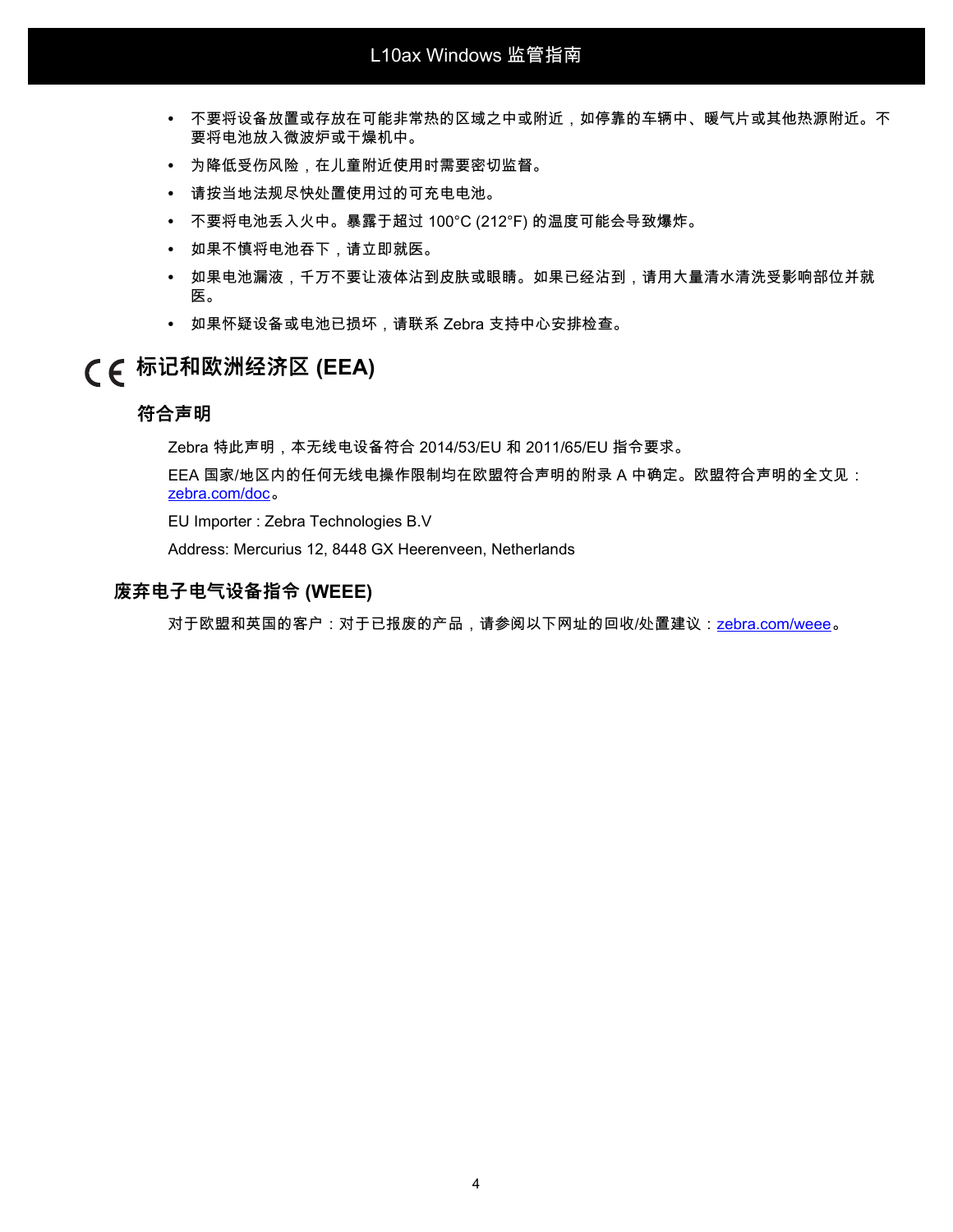- 不要将设备放置或存放在可能非常热的区域之中或附近，如停靠的车辆中、暖气片或其他热源附近。不要将电池放入微波炉或干燥机中。
- 为降低受伤风险，在儿童附近使用时需要密切监督。
- 请按当地法规尽快处置使用过的可充电电池。
- 不要将电池丢入火中。暴露于超过 100°C (212°F) 的温度可能会导致爆炸。
- 如果不慎将电池吞下，请立即就医。
- 如果电池漏液，千万不要让液体沾到皮肤或眼睛。如果已经沾到，请用大量清水清洗受影响部位并就医。
- 如果怀疑设备或电池已损坏，请联系 Zebra 支持中心安排检查。

## CE 标记和欧洲经济区 (EEA)

### 符合声明

Zebra 特此声明，本无线电设备符合 2014/53/EU 和 2011/65/EU 指令要求。

EEA 国家/地区内的任何无线电操作限制均在欧盟符合声明的附录 A 中确定。欧盟符合声明的全文见：zebra.com/doc。

EU Importer : Zebra Technologies B.V

Address: Mercurius 12, 8448 GX Heerenveen, Netherlands

## 废弃电子电气设备指令 (WEEE)

对于欧盟和英国的客户：对于已报废的产品，请参阅以下网址的回收/处置建议：zebra.com/weee。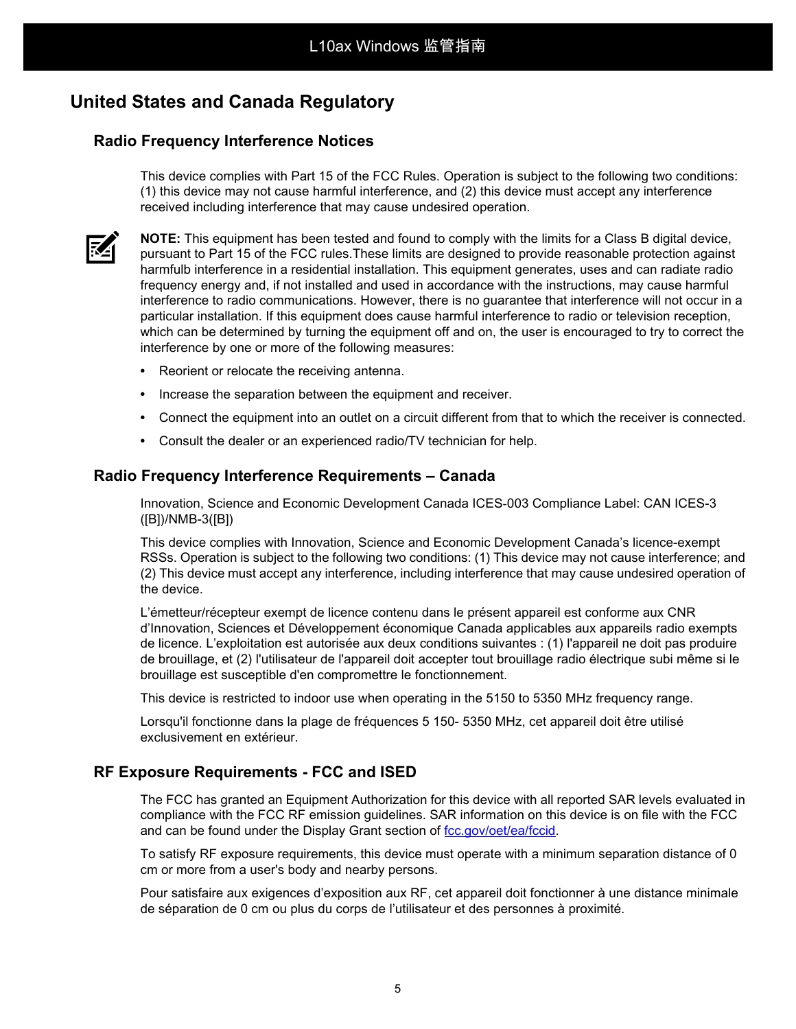# United States and Canada Regulatory

## Radio Frequency Interference Notices

This device complies with Part 15 of the FCC Rules. Operation is subject to the following two conditions: (1) this device may not cause harmful interference, and (2) this device must accept any interference received including interference that may cause undesired operation.

**NOTE:** This equipment has been tested and found to comply with the limits for a Class B digital device, pursuant to Part 15 of the FCC rules.These limits are designed to provide reasonable protection against harmfulb interference in a residential installation. This equipment generates, uses and can radiate radio frequency energy and, if not installed and used in accordance with the instructions, may cause harmful interference to radio communications. However, there is no guarantee that interference will not occur in a particular installation. If this equipment does cause harmful interference to radio or television reception, which can be determined by turning the equipment off and on, the user is encouraged to try to correct the interference by one or more of the following measures:

- Reorient or relocate the receiving antenna.
- Increase the separation between the equipment and receiver.
- Connect the equipment into an outlet on a circuit different from that to which the receiver is connected.
- Consult the dealer or an experienced radio/TV technician for help.

## Radio Frequency Interference Requirements – Canada

Innovation, Science and Economic Development Canada ICES-003 Compliance Label: CAN ICES-3 ([B])/NMB-3([B])

This device complies with Innovation, Science and Economic Development Canada's licence-exempt RSSs. Operation is subject to the following two conditions: (1) This device may not cause interference; and (2) This device must accept any interference, including interference that may cause undesired operation of the device.

L'émetteur/récepteur exempt de licence contenu dans le présent appareil est conforme aux CNR d'Innovation, Sciences et Développement économique Canada applicables aux appareils radio exempts de licence. L'exploitation est autorisée aux deux conditions suivantes : (1) l'appareil ne doit pas produire de brouillage, et (2) l'utilisateur de l'appareil doit accepter tout brouillage radio électrique subi même si le brouillage est susceptible d'en compromettre le fonctionnement.

This device is restricted to indoor use when operating in the 5150 to 5350 MHz frequency range.

Lorsqu'il fonctionne dans la plage de fréquences 5 150- 5350 MHz, cet appareil doit être utilisé exclusivement en extérieur.

## RF Exposure Requirements - FCC and ISED

The FCC has granted an Equipment Authorization for this device with all reported SAR levels evaluated in compliance with the FCC RF emission guidelines. SAR information on this device is on file with the FCC and can be found under the Display Grant section of fcc.gov/oet/ea/fccid.

To satisfy RF exposure requirements, this device must operate with a minimum separation distance of 0 cm or more from a user's body and nearby persons.

Pour satisfaire aux exigences d'exposition aux RF, cet appareil doit fonctionner à une distance minimale de séparation de 0 cm ou plus du corps de l'utilisateur et des personnes à proximité.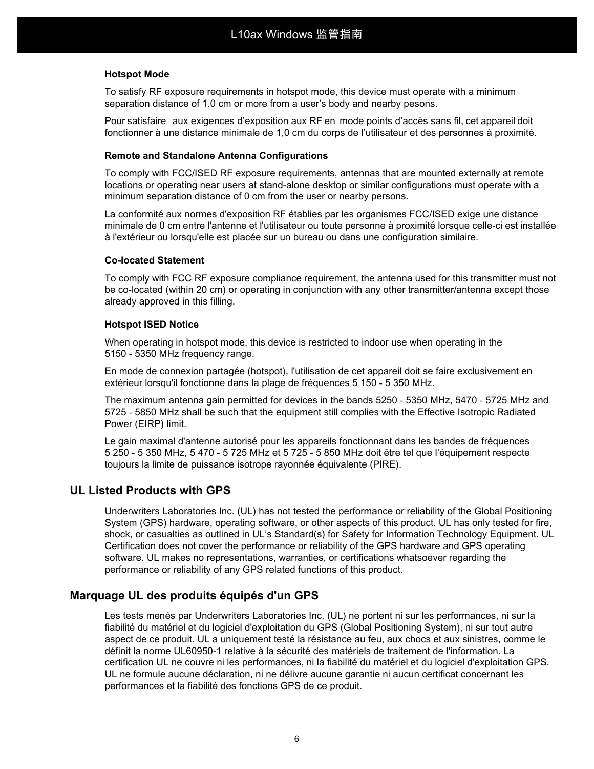### Hotspot Mode

To satisfy RF exposure requirements in hotspot mode, this device must operate with a minimum separation distance of 1.0 cm or more from a user’s body and nearby pesons.

Pour satisfaire aux exigences d’exposition aux RF en mode points d’accès sans fil, cet appareil doit fonctionner à une distance minimale de 1,0 cm du corps de l’utilisateur et des personnes à proximité.

### Remote and Standalone Antenna Configurations

To comply with FCC/ISED RF exposure requirements, antennas that are mounted externally at remote locations or operating near users at stand-alone desktop or similar configurations must operate with a minimum separation distance of 0 cm from the user or nearby persons.

La conformité aux normes d'exposition RF établies par les organismes FCC/ISED exige une distance minimale de 0 cm entre l'antenne et l'utilisateur ou toute personne à proximité lorsque celle-ci est installée à l'extérieur ou lorsqu'elle est placée sur un bureau ou dans une configuration similaire.

### Co-located Statement

To comply with FCC RF exposure compliance requirement, the antenna used for this transmitter must not be co-located (within 20 cm) or operating in conjunction with any other transmitter/antenna except those already approved in this filling.

### Hotspot ISED Notice

When operating in hotspot mode, this device is restricted to indoor use when operating in the 5150 - 5350 MHz frequency range.

En mode de connexion partagée (hotspot), l'utilisation de cet appareil doit se faire exclusivement en extérieur lorsqu'il fonctionne dans la plage de fréquences 5 150 - 5 350 MHz.

The maximum antenna gain permitted for devices in the bands 5250 - 5350 MHz, 5470 - 5725 MHz and 5725 - 5850 MHz shall be such that the equipment still complies with the Effective Isotropic Radiated Power (EIRP) limit.

Le gain maximal d'antenne autorisé pour les appareils fonctionnant dans les bandes de fréquences 5 250 - 5 350 MHz, 5 470 - 5 725 MHz et 5 725 - 5 850 MHz doit être tel que l’équipement respecte toujours la limite de puissance isotrope rayonnée équivalente (PIRE).

## UL Listed Products with GPS

Underwriters Laboratories Inc. (UL) has not tested the performance or reliability of the Global Positioning System (GPS) hardware, operating software, or other aspects of this product. UL has only tested for fire, shock, or casualties as outlined in UL’s Standard(s) for Safety for Information Technology Equipment. UL Certification does not cover the performance or reliability of the GPS hardware and GPS operating software. UL makes no representations, warranties, or certifications whatsoever regarding the performance or reliability of any GPS related functions of this product.

## Marquage UL des produits équipés d'un GPS

Les tests menés par Underwriters Laboratories Inc. (UL) ne portent ni sur les performances, ni sur la fiabilité du matériel et du logiciel d'exploitation du GPS (Global Positioning System), ni sur tout autre aspect de ce produit. UL a uniquement testé la résistance au feu, aux chocs et aux sinistres, comme le définit la norme UL60950-1 relative à la sécurité des matériels de traitement de l'information. La certification UL ne couvre ni les performances, ni la fiabilité du matériel et du logiciel d'exploitation GPS. UL ne formule aucune déclaration, ni ne délivre aucune garantie ni aucun certificat concernant les performances et la fiabilité des fonctions GPS de ce produit.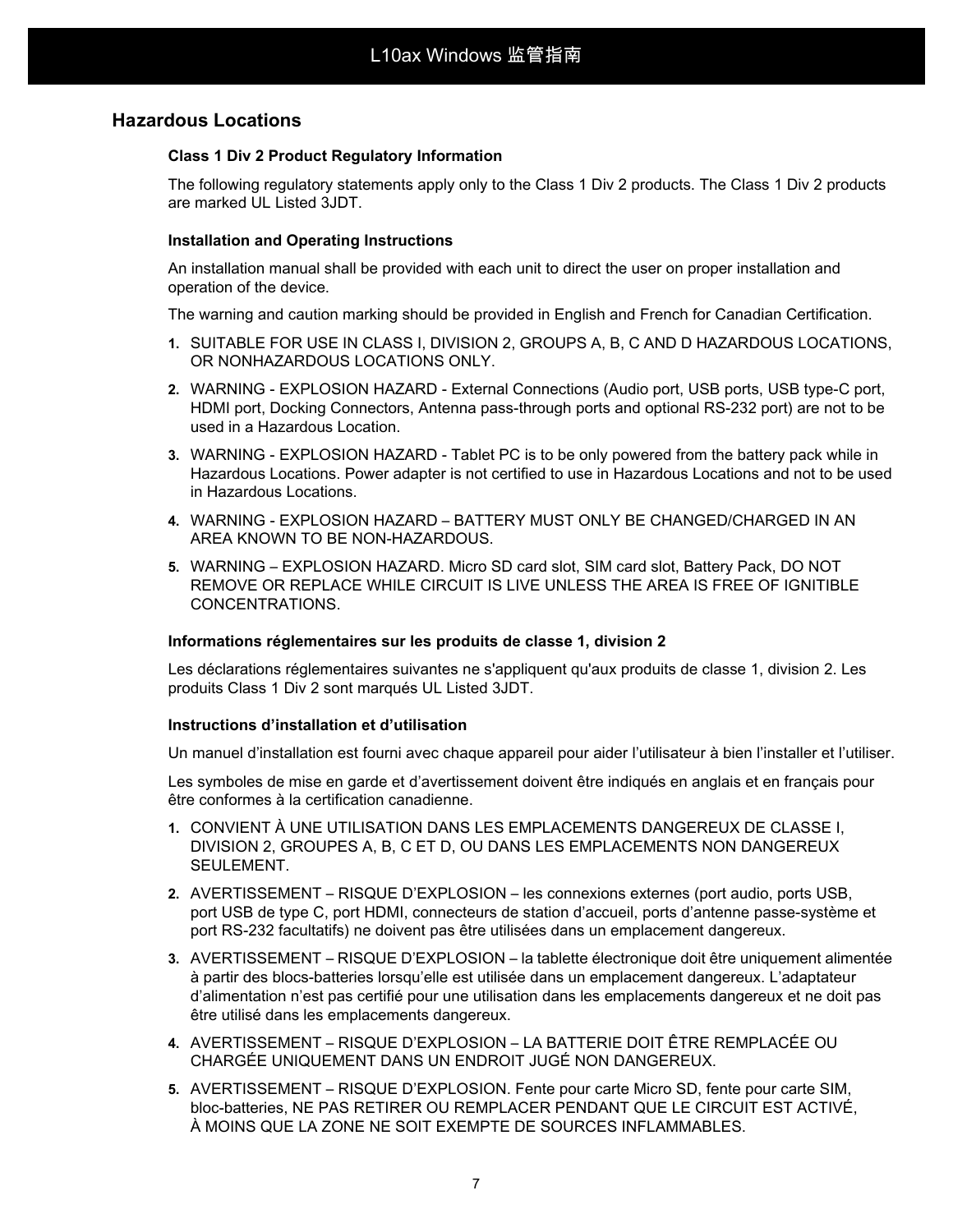## Hazardous Locations

### Class 1 Div 2 Product Regulatory Information

The following regulatory statements apply only to the Class 1 Div 2 products. The Class 1 Div 2 products are marked UL Listed 3JDT.

### Installation and Operating Instructions

An installation manual shall be provided with each unit to direct the user on proper installation and operation of the device.

The warning and caution marking should be provided in English and French for Canadian Certification.

1. SUITABLE FOR USE IN CLASS I, DIVISION 2, GROUPS A, B, C AND D HAZARDOUS LOCATIONS, OR NONHAZARDOUS LOCATIONS ONLY.
2. WARNING - EXPLOSION HAZARD - External Connections (Audio port, USB ports, USB type-C port, HDMI port, Docking Connectors, Antenna pass-through ports and optional RS-232 port) are not to be used in a Hazardous Location.
3. WARNING - EXPLOSION HAZARD - Tablet PC is to be only powered from the battery pack while in Hazardous Locations. Power adapter is not certified to use in Hazardous Locations and not to be used in Hazardous Locations.
4. WARNING - EXPLOSION HAZARD – BATTERY MUST ONLY BE CHANGED/CHARGED IN AN AREA KNOWN TO BE NON-HAZARDOUS.
5. WARNING – EXPLOSION HAZARD. Micro SD card slot, SIM card slot, Battery Pack, DO NOT REMOVE OR REPLACE WHILE CIRCUIT IS LIVE UNLESS THE AREA IS FREE OF IGNITIBLE CONCENTRATIONS.

### Informations réglementaires sur les produits de classe 1, division 2

Les déclarations réglementaires suivantes ne s'appliquent qu'aux produits de classe 1, division 2. Les produits Class 1 Div 2 sont marqués UL Listed 3JDT.

### Instructions d’installation et d’utilisation

Un manuel d’installation est fourni avec chaque appareil pour aider l’utilisateur à bien l’installer et l’utiliser.

Les symboles de mise en garde et d’avertissement doivent être indiqués en anglais et en français pour être conformes à la certification canadienne.

1. CONVIENT À UNE UTILISATION DANS LES EMPLACEMENTS DANGEREUX DE CLASSE I, DIVISION 2, GROUPES A, B, C ET D, OU DANS LES EMPLACEMENTS NON DANGEREUX SEULEMENT.
2. AVERTISSEMENT – RISQUE D’EXPLOSION – les connexions externes (port audio, ports USB, port USB de type C, port HDMI, connecteurs de station d’accueil, ports d’antenne passe-système et port RS-232 facultatifs) ne doivent pas être utilisées dans un emplacement dangereux.
3. AVERTISSEMENT – RISQUE D’EXPLOSION – la tablette électronique doit être uniquement alimentée à partir des blocs-batteries lorsqu’elle est utilisée dans un emplacement dangereux. L’adaptateur d’alimentation n’est pas certifié pour une utilisation dans les emplacements dangereux et ne doit pas être utilisé dans les emplacements dangereux.
4. AVERTISSEMENT – RISQUE D’EXPLOSION – LA BATTERIE DOIT ÊTRE REMPLACÉE OU CHARGÉE UNIQUEMENT DANS UN ENDROIT JUGÉ NON DANGEREUX.
5. AVERTISSEMENT – RISQUE D’EXPLOSION. Fente pour carte Micro SD, fente pour carte SIM, bloc-batteries, NE PAS RETIRER OU REMPLACER PENDANT QUE LE CIRCUIT EST ACTIVÉ, À MOINS QUE LA ZONE NE SOIT EXEMPTE DE SOURCES INFLAMMABLES.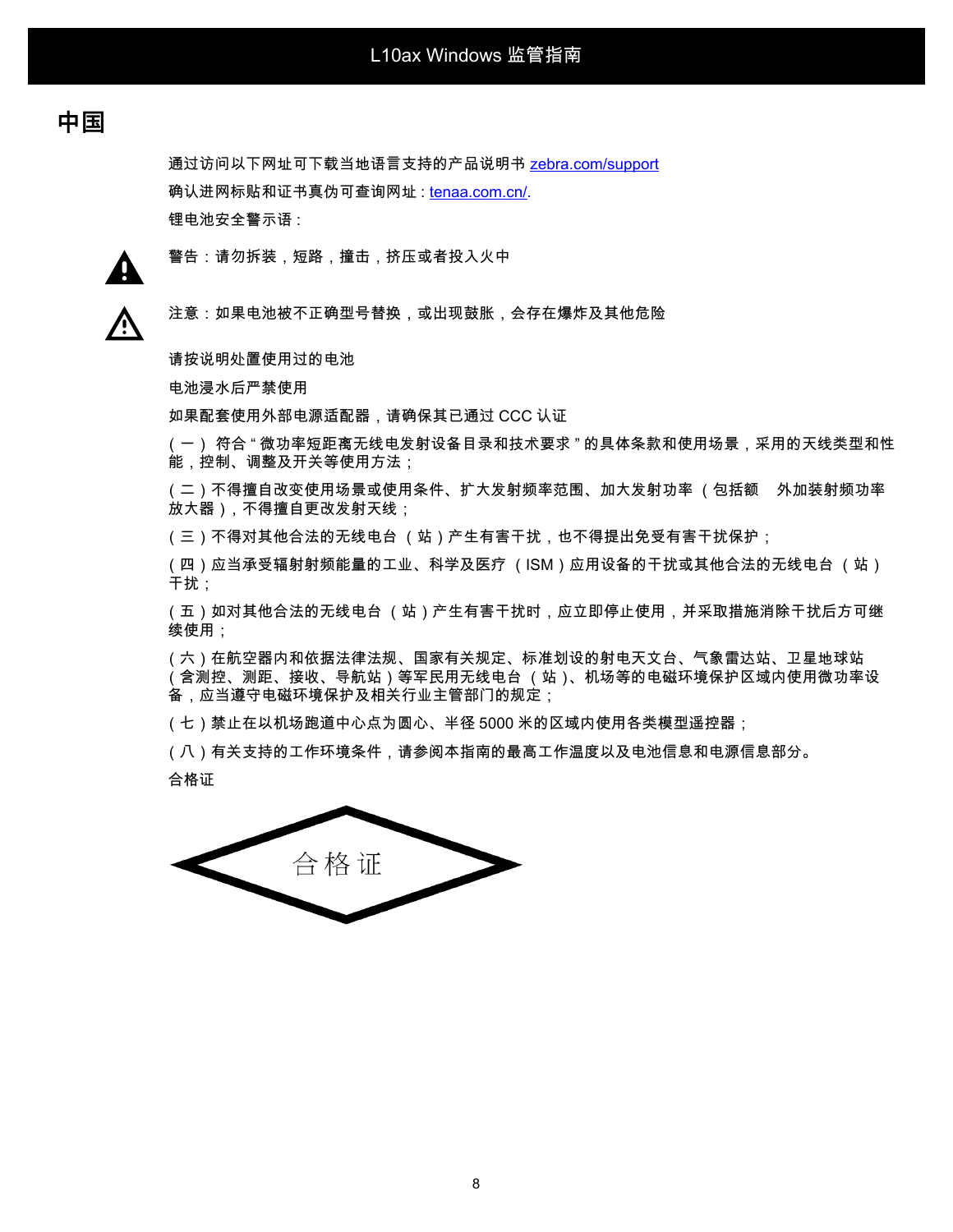## 中国

通过访问以下网址可下载当地语言支持的产品说明书 zebra.com/support

确认进网标贴和证书真伪可查询网址 : tenaa.com.cn/.

锂电池安全警示语 :

警告 : 请勿拆装 , 短路 , 撞击 , 挤压或者投入火中

注意 : 如果电池被不正确型号替换 , 或出现鼓胀 , 会存在爆炸及其他危险

请按说明处置使用过的电池

电池浸水后严禁使用

如果配套使用外部电源适配器 , 请确保其已通过 CCC 认证

( 一 ) 符合 " 微功率短距离无线电发射设备目录和技术要求 " 的具体条款和使用场景 , 采用的天线类型和性能 , 控制、调整及开关等使用方法 ;

( 二 ) 不得擅自改变使用场景或使用条件、扩大发射频率范围、加大发射功率 ( 包括额　外加装射频功率放大器 ), 不得擅自更改发射天线 ;

( 三 ) 不得对其他合法的无线电台 ( 站 ) 产生有害干扰 , 也不得提出免受有害干扰保护 ;

( 四 ) 应当承受辐射射频能量的工业、科学及医疗 ( ISM ) 应用设备的干扰或其他合法的无线电台 ( 站 ) 干扰 ;

( 五 ) 如对其他合法的无线电台 ( 站 ) 产生有害干扰时 , 应立即停止使用 , 并采取措施消除干扰后方可继续使用 ;

( 六 ) 在航空器内和依据法律法规、国家有关规定、标准划设的射电天文台、气象雷达站、卫星地球站 ( 含测控、测距、接收、导航站 ) 等军民用无线电台 ( 站 )、机场等的电磁环境保护区域内使用微功率设备 , 应当遵守电磁环境保护及相关行业主管部门的规定 ;

( 七 ) 禁止在以机场跑道中心点为圆心、半径 5000 米的区域内使用各类模型遥控器 ;

( 八 ) 有关支持的工作环境条件 , 请参阅本指南的最高工作温度以及电池信息和电源信息部分。

合格证

合格证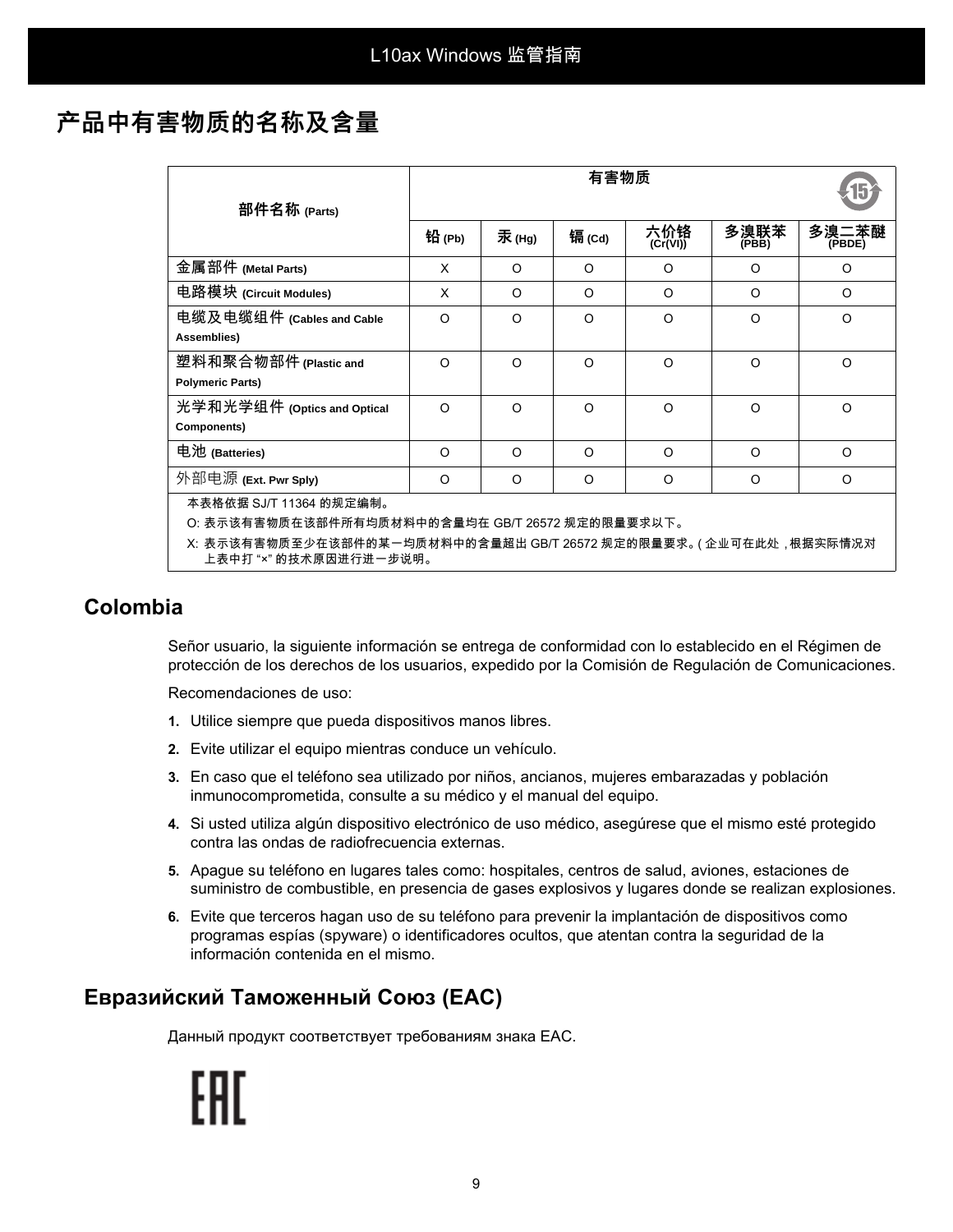# 产品中有害物质的名称及含量

| 部件名称 (Parts) | 有害物质 | | | | | |
|---|---|---|---|---|---|---|
| | 铅 (Pb) | 汞 (Hg) | 镉 (Cd) | 六价铬 (Cr(VI)) | 多溴联苯 (PBB) | 多溴二苯醚 (PBDE) |
| 金属部件 (Metal Parts) | X | O | O | O | O | O |
| 电路模块 (Circuit Modules) | X | O | O | O | O | O |
| 电缆及电缆组件 (Cables and Cable Assemblies) | O | O | O | O | O | O |
| 塑料和聚合物部件 (Plastic and Polymeric Parts) | O | O | O | O | O | O |
| 光学和光学组件 (Optics and Optical Components) | O | O | O | O | O | O |
| 电池 (Batteries) | O | O | O | O | O | O |
| 外部电源 (Ext. Pwr Sply) | O | O | O | O | O | O |

本表格依据 SJ/T 11364 的规定编制。

O: 表示该有害物质在该部件所有均质材料中的含量均在 GB/T 26572 规定的限量要求以下。

X: 表示该有害物质至少在该部件的某一均质材料中的含量超出 GB/T 26572 规定的限量要求。( 企业可在此处 , 根据实际情况对上表中打 "×" 的技术原因进行进一步说明。

## Colombia

Señor usuario, la siguiente información se entrega de conformidad con lo establecido en el Régimen de protección de los derechos de los usuarios, expedido por la Comisión de Regulación de Comunicaciones.

Recomendaciones de uso:

1. Utilice siempre que pueda dispositivos manos libres.
2. Evite utilizar el equipo mientras conduce un vehículo.
3. En caso que el teléfono sea utilizado por niños, ancianos, mujeres embarazadas y población inmunocomprometida, consulte a su médico y el manual del equipo.
4. Si usted utiliza algún dispositivo electrónico de uso médico, asegúrese que el mismo esté protegido contra las ondas de radiofrecuencia externas.
5. Apague su teléfono en lugares tales como: hospitales, centros de salud, aviones, estaciones de suministro de combustible, en presencia de gases explosivos y lugares donde se realizan explosiones.
6. Evite que terceros hagan uso de su teléfono para prevenir la implantación de dispositivos como programas espías (spyware) o identificadores ocultos, que atentan contra la seguridad de la información contenida en el mismo.

## Евразийский Таможенный Союз (EAC)

Данный продукт соответствует требованиям знака EAC.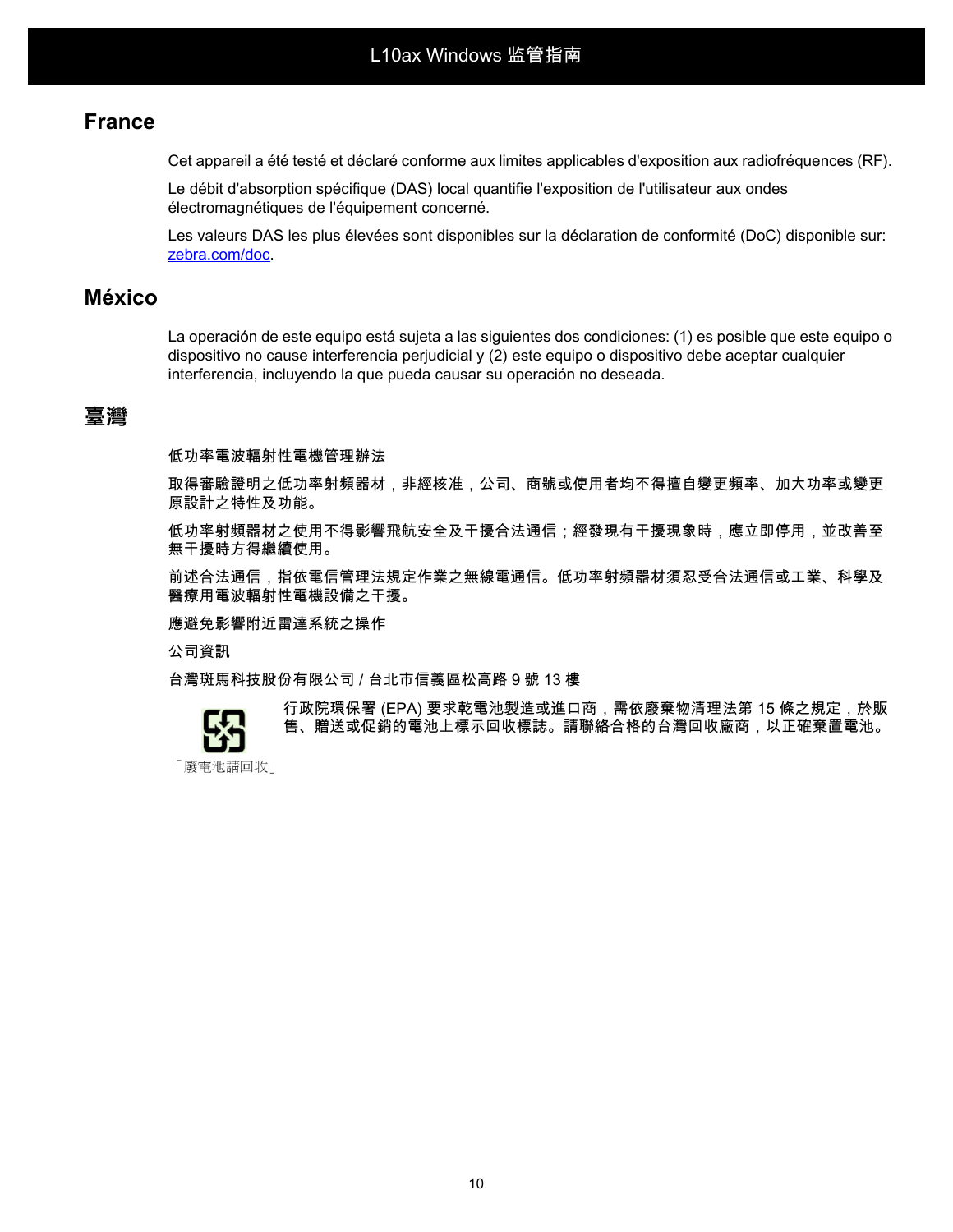## France

Cet appareil a été testé et déclaré conforme aux limites applicables d'exposition aux radiofréquences (RF).

Le débit d'absorption spécifique (DAS) local quantifie l'exposition de l'utilisateur aux ondes électromagnétiques de l'équipement concerné.

Les valeurs DAS les plus élevées sont disponibles sur la déclaration de conformité (DoC) disponible sur: [zebra.com/doc](zebra.com/doc).

## México

La operación de este equipo está sujeta a las siguientes dos condiciones: (1) es posible que este equipo o dispositivo no cause interferencia perjudicial y (2) este equipo o dispositivo debe aceptar cualquier interferencia, incluyendo la que pueda causar su operación no deseada.

## 臺灣

低功率電波輻射性電機管理辦法

取得審驗證明之低功率射頻器材，非經核准，公司、商號或使用者均不得擅自變更頻率、加大功率或變更原設計之特性及功能。

低功率射頻器材之使用不得影響飛航安全及干擾合法通信；經發現有干擾現象時，應立即停用，並改善至無干擾時方得繼續使用。

前述合法通信，指依電信管理法規定作業之無線電通信。低功率射頻器材須忍受合法通信或工業、科學及醫療用電波輻射性電機設備之干擾。

應避免影響附近雷達系統之操作

公司資訊

台灣斑馬科技股份有限公司 / 台北市信義區松高路 9 號 13 樓

行政院環保署 (EPA) 要求乾電池製造或進口商，需依廢棄物清理法第 15 條之規定，於販售、贈送或促銷的電池上標示回收標誌。請聯絡合格的台灣回收廠商，以正確棄置電池。

「廢電池請回收」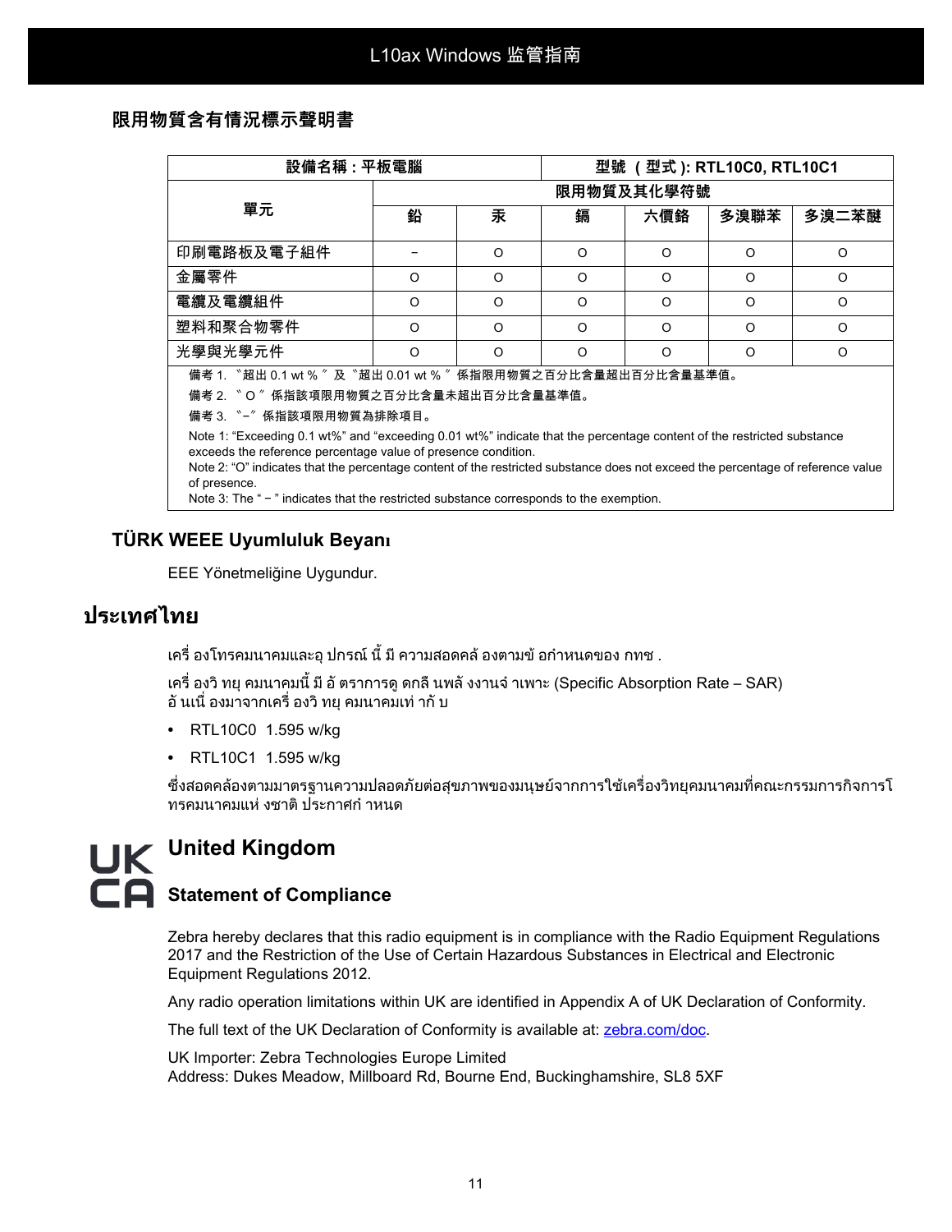## 限用物質含有情況標示聲明書

| 設備名稱：平板電腦 | | | 型號（型式）: RTL10C0, RTL10C1 | | | |
|---|---|---|---|---|---|---|
| 單元 | 限用物質及其化學符號 | | | | | |
| | 鉛 | 汞 | 鎘 | 六價鉻 | 多溴聯苯 | 多溴二苯醚 |
| 印刷電路板及電子組件 | − | O | O | O | O | O |
| 金屬零件 | O | O | O | O | O | O |
| 電纜及電纜組件 | O | O | O | O | O | O |
| 塑料和聚合物零件 | O | O | O | O | O | O |
| 光學與光學元件 | O | O | O | O | O | O |

備考 1. 〝超出 0.1 wt %〞及〝超出 0.01 wt %〞係指限用物質之百分比含量超出百分比含量基準值。

備考 2. 〝O〞係指該項限用物質之百分比含量未超出百分比含量基準值。

備考 3. 〝−〞係指該項限用物質為排除項目。

Note 1: "Exceeding 0.1 wt%" and "exceeding 0.01 wt%" indicate that the percentage content of the restricted substance exceeds the reference percentage value of presence condition.
Note 2: "O" indicates that the percentage content of the restricted substance does not exceed the percentage of reference value of presence.
Note 3: The " − " indicates that the restricted substance corresponds to the exemption.

### TÜRK WEEE Uyumluluk Beyanı

EEE Yönetmeliğine Uygundur.

## ประเทศไทย

เครื่ องโทรคมนาคมและอุ ปกรณ์ นี้ มี ความสอดคล้ องตามข้ อกำหนดของ กทช .

เครื่ องวิ ทยุ คมนาคมนี้ มี อั ตราการดู ดกลื นพลั งงานจำเพาะ (Specific Absorption Rate – SAR) อั นเนื่ องมาจากเครื่ องวิ ทยุ คมนาคมเท่ ากั บ

- RTL10C0 1.595 w/kg
- RTL10C1 1.595 w/kg

ซึ่งสอดคล้องตามมาตรฐานความปลอดภัยต่อสุขภาพของมนุษย์จากการใช้เครื่องวิทยุคมนาคมที่คณะกรรมการกิจการโทรคมนาคมแห่ งชาติ ประกาศกำ หนด

## United Kingdom

### Statement of Compliance

Zebra hereby declares that this radio equipment is in compliance with the Radio Equipment Regulations 2017 and the Restriction of the Use of Certain Hazardous Substances in Electrical and Electronic Equipment Regulations 2012.

Any radio operation limitations within UK are identified in Appendix A of UK Declaration of Conformity.

The full text of the UK Declaration of Conformity is available at: zebra.com/doc.

UK Importer: Zebra Technologies Europe Limited
Address: Dukes Meadow, Millboard Rd, Bourne End, Buckinghamshire, SL8 5XF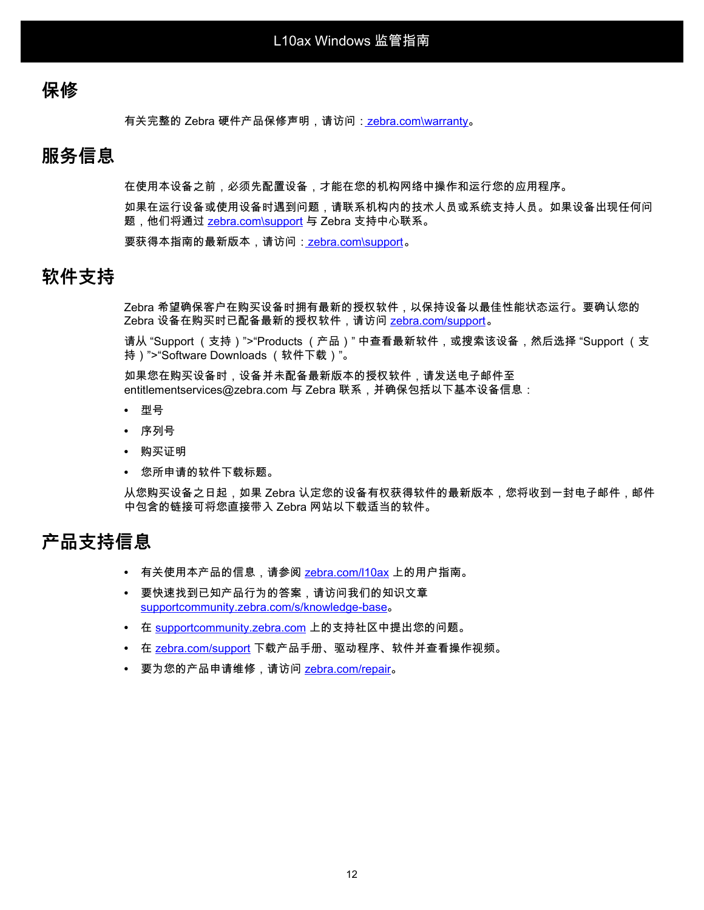## 保修

有关完整的 Zebra 硬件产品保修声明，请访问：zebra.com\warranty。

## 服务信息

在使用本设备之前，必须先配置设备，才能在您的机构网络中操作和运行您的应用程序。

如果在运行设备或使用设备时遇到问题，请联系机构内的技术人员或系统支持人员。如果设备出现任何问题，他们将通过 zebra.com\support 与 Zebra 支持中心联系。

要获得本指南的最新版本，请访问：zebra.com\support。

## 软件支持

Zebra 希望确保客户在购买设备时拥有最新的授权软件，以保持设备以最佳性能状态运行。要确认您的 Zebra 设备在购买时已配备最新的授权软件，请访问 zebra.com/support。

请从 "Support（支持）">"Products（产品）" 中查看最新软件，或搜索该设备，然后选择 "Support（支持）">"Software Downloads（软件下载）"。

如果您在购买设备时，设备并未配备最新版本的授权软件，请发送电子邮件至 entitlementservices@zebra.com 与 Zebra 联系，并确保包括以下基本设备信息：

- 型号
- 序列号
- 购买证明
- 您所申请的软件下载标题。

从您购买设备之日起，如果 Zebra 认定您的设备有权获得软件的最新版本，您将收到一封电子邮件，邮件中包含的链接可将您直接带入 Zebra 网站以下载适当的软件。

## 产品支持信息

- 有关使用本产品的信息，请参阅 zebra.com/l10ax 上的用户指南。
- 要快速找到已知产品行为的答案，请访问我们的知识文章 supportcommunity.zebra.com/s/knowledge-base。
- 在 supportcommunity.zebra.com 上的支持社区中提出您的问题。
- 在 zebra.com/support 下载产品手册、驱动程序、软件并查看操作视频。
- 要为您的产品申请维修，请访问 zebra.com/repair。